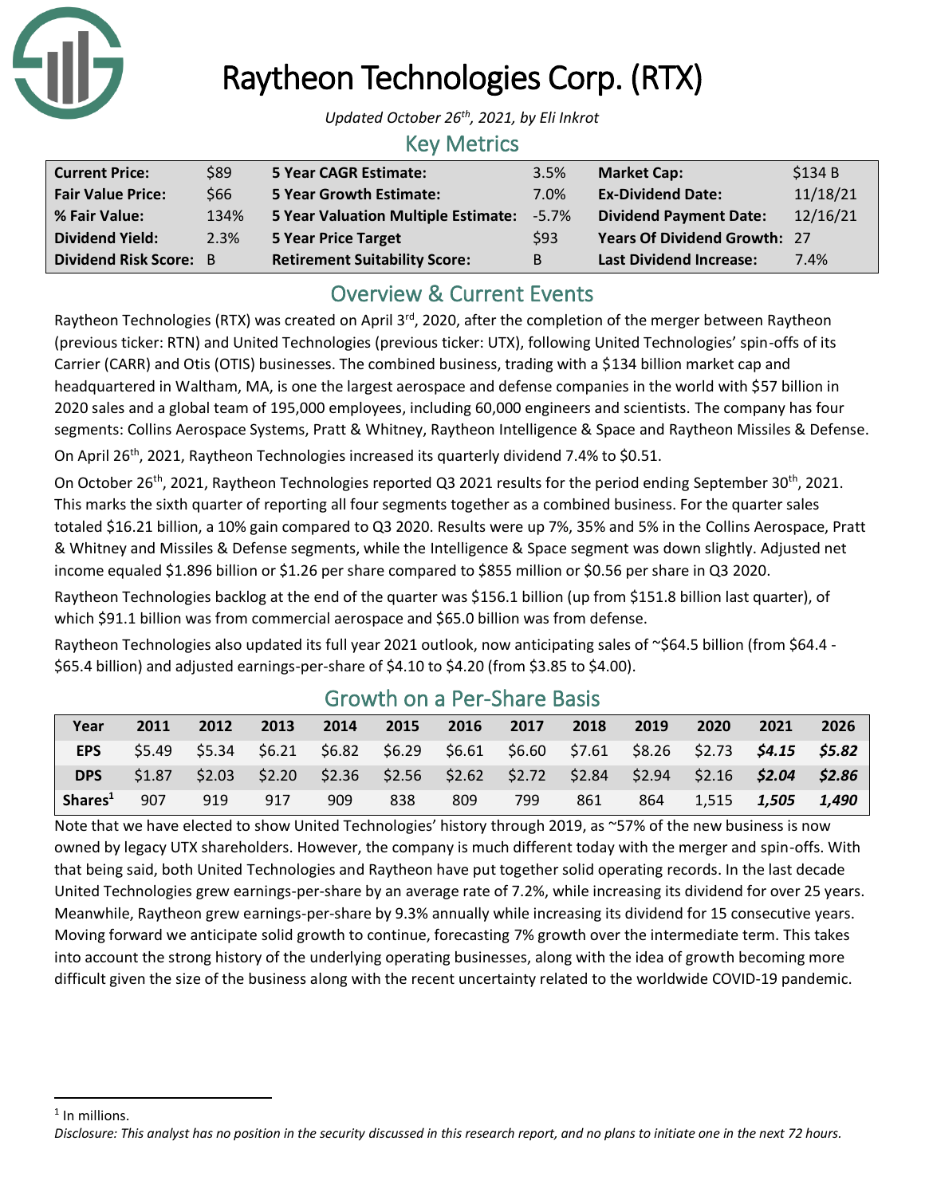# Raytheon Technologies Corp. (RTX)

*Updated October 26th, 2021, by Eli Inkrot*

## Key Metrics

| | | | | | |
|---|---|---|---|---|---|
| **Current Price:** | $89 | **5 Year CAGR Estimate:** | 3.5% | **Market Cap:** | $134 B |
| **Fair Value Price:** | $66 | **5 Year Growth Estimate:** | 7.0% | **Ex-Dividend Date:** | 11/18/21 |
| **% Fair Value:** | 134% | **5 Year Valuation Multiple Estimate:** | -5.7% | **Dividend Payment Date:** | 12/16/21 |
| **Dividend Yield:** | 2.3% | **5 Year Price Target** | $93 | **Years Of Dividend Growth:** | 27 |
| **Dividend Risk Score:** | B | **Retirement Suitability Score:** | B | **Last Dividend Increase:** | 7.4% |

## Overview & Current Events

Raytheon Technologies (RTX) was created on April 3rd, 2020, after the completion of the merger between Raytheon (previous ticker: RTN) and United Technologies (previous ticker: UTX), following United Technologies' spin-offs of its Carrier (CARR) and Otis (OTIS) businesses. The combined business, trading with a $134 billion market cap and headquartered in Waltham, MA, is one the largest aerospace and defense companies in the world with $57 billion in 2020 sales and a global team of 195,000 employees, including 60,000 engineers and scientists. The company has four segments: Collins Aerospace Systems, Pratt & Whitney, Raytheon Intelligence & Space and Raytheon Missiles & Defense.

On April 26th, 2021, Raytheon Technologies increased its quarterly dividend 7.4% to $0.51.

On October 26th, 2021, Raytheon Technologies reported Q3 2021 results for the period ending September 30th, 2021. This marks the sixth quarter of reporting all four segments together as a combined business. For the quarter sales totaled $16.21 billion, a 10% gain compared to Q3 2020. Results were up 7%, 35% and 5% in the Collins Aerospace, Pratt & Whitney and Missiles & Defense segments, while the Intelligence & Space segment was down slightly. Adjusted net income equaled $1.896 billion or $1.26 per share compared to $855 million or $0.56 per share in Q3 2020.

Raytheon Technologies backlog at the end of the quarter was $156.1 billion (up from $151.8 billion last quarter), of which $91.1 billion was from commercial aerospace and $65.0 billion was from defense.

Raytheon Technologies also updated its full year 2021 outlook, now anticipating sales of ~$64.5 billion (from $64.4 - $65.4 billion) and adjusted earnings-per-share of $4.10 to $4.20 (from $3.85 to $4.00).

## Growth on a Per-Share Basis

| Year | 2011 | 2012 | 2013 | 2014 | 2015 | 2016 | 2017 | 2018 | 2019 | 2020 | 2021 | 2026 |
|---|---|---|---|---|---|---|---|---|---|---|---|---|
| **EPS** | $5.49 | $5.34 | $6.21 | $6.82 | $6.29 | $6.61 | $6.60 | $7.61 | $8.26 | $2.73 | ***$4.15*** | ***$5.82*** |
| **DPS** | $1.87 | $2.03 | $2.20 | $2.36 | $2.56 | $2.62 | $2.72 | $2.84 | $2.94 | $2.16 | ***$2.04*** | ***$2.86*** |
| **Shares[1]** | 907 | 919 | 917 | 909 | 838 | 809 | 799 | 861 | 864 | 1,515 | ***1,505*** | ***1,490*** |

Note that we have elected to show United Technologies' history through 2019, as ~57% of the new business is now owned by legacy UTX shareholders. However, the company is much different today with the merger and spin-offs. With that being said, both United Technologies and Raytheon have put together solid operating records. In the last decade United Technologies grew earnings-per-share by an average rate of 7.2%, while increasing its dividend for over 25 years. Meanwhile, Raytheon grew earnings-per-share by 9.3% annually while increasing its dividend for 15 consecutive years. Moving forward we anticipate solid growth to continue, forecasting 7% growth over the intermediate term. This takes into account the strong history of the underlying operating businesses, along with the idea of growth becoming more difficult given the size of the business along with the recent uncertainty related to the worldwide COVID-19 pandemic.

[1] In millions.

*Disclosure: This analyst has no position in the security discussed in this research report, and no plans to initiate one in the next 72 hours.*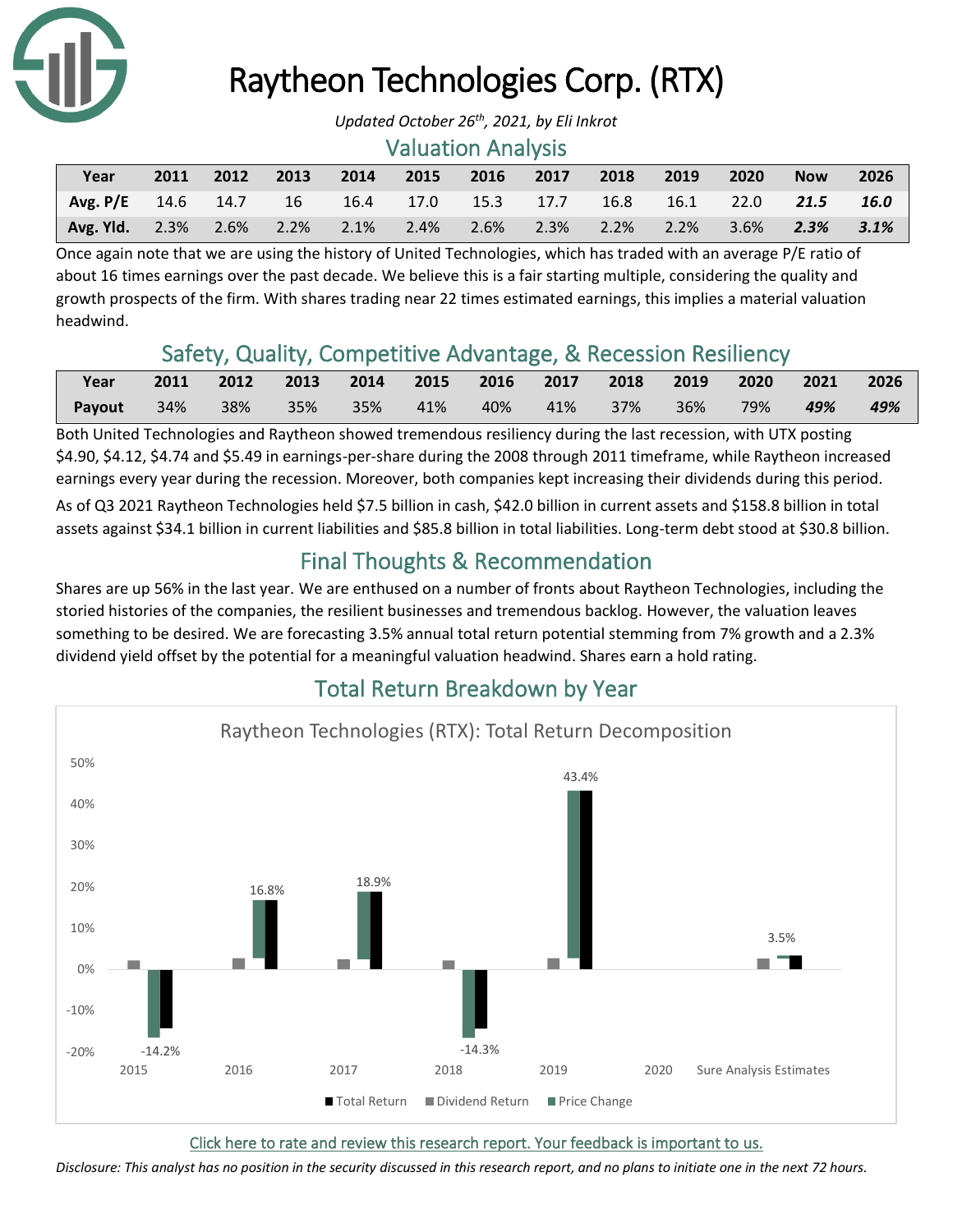# Raytheon Technologies Corp. (RTX)

*Updated October 26th, 2021, by Eli Inkrot*

## Valuation Analysis

| Year | 2011 | 2012 | 2013 | 2014 | 2015 | 2016 | 2017 | 2018 | 2019 | 2020 | Now | 2026 |
|---|---|---|---|---|---|---|---|---|---|---|---|---|
| **Avg. P/E** | 14.6 | 14.7 | 16 | 16.4 | 17.0 | 15.3 | 17.7 | 16.8 | 16.1 | 22.0 | ***21.5*** | ***16.0*** |
| **Avg. Yld.** | 2.3% | 2.6% | 2.2% | 2.1% | 2.4% | 2.6% | 2.3% | 2.2% | 2.2% | 3.6% | ***2.3%*** | ***3.1%*** |

Once again note that we are using the history of United Technologies, which has traded with an average P/E ratio of about 16 times earnings over the past decade. We believe this is a fair starting multiple, considering the quality and growth prospects of the firm. With shares trading near 22 times estimated earnings, this implies a material valuation headwind.

## Safety, Quality, Competitive Advantage, & Recession Resiliency

| Year | 2011 | 2012 | 2013 | 2014 | 2015 | 2016 | 2017 | 2018 | 2019 | 2020 | 2021 | 2026 |
|---|---|---|---|---|---|---|---|---|---|---|---|---|
| **Payout** | 34% | 38% | 35% | 35% | 41% | 40% | 41% | 37% | 36% | 79% | ***49%*** | ***49%*** |

Both United Technologies and Raytheon showed tremendous resiliency during the last recession, with UTX posting $4.90, $4.12, $4.74 and $5.49 in earnings-per-share during the 2008 through 2011 timeframe, while Raytheon increased earnings every year during the recession. Moreover, both companies kept increasing their dividends during this period.

As of Q3 2021 Raytheon Technologies held $7.5 billion in cash, $42.0 billion in current assets and $158.8 billion in total assets against $34.1 billion in current liabilities and $85.8 billion in total liabilities. Long-term debt stood at $30.8 billion.

## Final Thoughts & Recommendation

Shares are up 56% in the last year. We are enthused on a number of fronts about Raytheon Technologies, including the storied histories of the companies, the resilient businesses and tremendous backlog. However, the valuation leaves something to be desired. We are forecasting 3.5% annual total return potential stemming from 7% growth and a 2.3% dividend yield offset by the potential for a meaningful valuation headwind. Shares earn a hold rating.

## Total Return Breakdown by Year

Raytheon Technologies (RTX): Total Return Decomposition

| | 2015 | 2016 | 2017 | 2018 | 2019 | 2020 | Sure Analysis Estimates |
|---|---|---|---|---|---|---|---|
| Total Return | -14.2% | 16.8% | 18.9% | -14.3% | 43.4% | | 3.5% |

Click here to rate and review this research report. Your feedback is important to us.

*Disclosure: This analyst has no position in the security discussed in this research report, and no plans to initiate one in the next 72 hours.*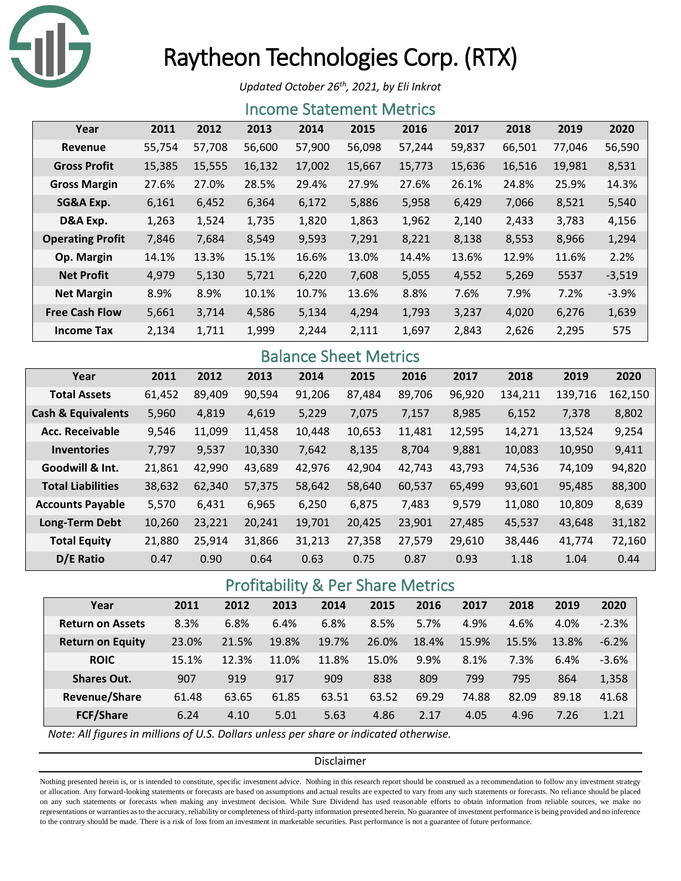# Raytheon Technologies Corp. (RTX)

*Updated October 26th, 2021, by Eli Inkrot*

## Income Statement Metrics

| Year | 2011 | 2012 | 2013 | 2014 | 2015 | 2016 | 2017 | 2018 | 2019 | 2020 |
|---|---|---|---|---|---|---|---|---|---|---|
| Revenue | 55,754 | 57,708 | 56,600 | 57,900 | 56,098 | 57,244 | 59,837 | 66,501 | 77,046 | 56,590 |
| Gross Profit | 15,385 | 15,555 | 16,132 | 17,002 | 15,667 | 15,773 | 15,636 | 16,516 | 19,981 | 8,531 |
| Gross Margin | 27.6% | 27.0% | 28.5% | 29.4% | 27.9% | 27.6% | 26.1% | 24.8% | 25.9% | 14.3% |
| SG&A Exp. | 6,161 | 6,452 | 6,364 | 6,172 | 5,886 | 5,958 | 6,429 | 7,066 | 8,521 | 5,540 |
| D&A Exp. | 1,263 | 1,524 | 1,735 | 1,820 | 1,863 | 1,962 | 2,140 | 2,433 | 3,783 | 4,156 |
| Operating Profit | 7,846 | 7,684 | 8,549 | 9,593 | 7,291 | 8,221 | 8,138 | 8,553 | 8,966 | 1,294 |
| Op. Margin | 14.1% | 13.3% | 15.1% | 16.6% | 13.0% | 14.4% | 13.6% | 12.9% | 11.6% | 2.2% |
| Net Profit | 4,979 | 5,130 | 5,721 | 6,220 | 7,608 | 5,055 | 4,552 | 5,269 | 5537 | -3,519 |
| Net Margin | 8.9% | 8.9% | 10.1% | 10.7% | 13.6% | 8.8% | 7.6% | 7.9% | 7.2% | -3.9% |
| Free Cash Flow | 5,661 | 3,714 | 4,586 | 5,134 | 4,294 | 1,793 | 3,237 | 4,020 | 6,276 | 1,639 |
| Income Tax | 2,134 | 1,711 | 1,999 | 2,244 | 2,111 | 1,697 | 2,843 | 2,626 | 2,295 | 575 |

## Balance Sheet Metrics

| Year | 2011 | 2012 | 2013 | 2014 | 2015 | 2016 | 2017 | 2018 | 2019 | 2020 |
|---|---|---|---|---|---|---|---|---|---|---|
| Total Assets | 61,452 | 89,409 | 90,594 | 91,206 | 87,484 | 89,706 | 96,920 | 134,211 | 139,716 | 162,150 |
| Cash & Equivalents | 5,960 | 4,819 | 4,619 | 5,229 | 7,075 | 7,157 | 8,985 | 6,152 | 7,378 | 8,802 |
| Acc. Receivable | 9,546 | 11,099 | 11,458 | 10,448 | 10,653 | 11,481 | 12,595 | 14,271 | 13,524 | 9,254 |
| Inventories | 7,797 | 9,537 | 10,330 | 7,642 | 8,135 | 8,704 | 9,881 | 10,083 | 10,950 | 9,411 |
| Goodwill & Int. | 21,861 | 42,990 | 43,689 | 42,976 | 42,904 | 42,743 | 43,793 | 74,536 | 74,109 | 94,820 |
| Total Liabilities | 38,632 | 62,340 | 57,375 | 58,642 | 58,640 | 60,537 | 65,499 | 93,601 | 95,485 | 88,300 |
| Accounts Payable | 5,570 | 6,431 | 6,965 | 6,250 | 6,875 | 7,483 | 9,579 | 11,080 | 10,809 | 8,639 |
| Long-Term Debt | 10,260 | 23,221 | 20,241 | 19,701 | 20,425 | 23,901 | 27,485 | 45,537 | 43,648 | 31,182 |
| Total Equity | 21,880 | 25,914 | 31,866 | 31,213 | 27,358 | 27,579 | 29,610 | 38,446 | 41,774 | 72,160 |
| D/E Ratio | 0.47 | 0.90 | 0.64 | 0.63 | 0.75 | 0.87 | 0.93 | 1.18 | 1.04 | 0.44 |

## Profitability & Per Share Metrics

| Year | 2011 | 2012 | 2013 | 2014 | 2015 | 2016 | 2017 | 2018 | 2019 | 2020 |
|---|---|---|---|---|---|---|---|---|---|---|
| Return on Assets | 8.3% | 6.8% | 6.4% | 6.8% | 8.5% | 5.7% | 4.9% | 4.6% | 4.0% | -2.3% |
| Return on Equity | 23.0% | 21.5% | 19.8% | 19.7% | 26.0% | 18.4% | 15.9% | 15.5% | 13.8% | -6.2% |
| ROIC | 15.1% | 12.3% | 11.0% | 11.8% | 15.0% | 9.9% | 8.1% | 7.3% | 6.4% | -3.6% |
| Shares Out. | 907 | 919 | 917 | 909 | 838 | 809 | 799 | 795 | 864 | 1,358 |
| Revenue/Share | 61.48 | 63.65 | 61.85 | 63.51 | 63.52 | 69.29 | 74.88 | 82.09 | 89.18 | 41.68 |
| FCF/Share | 6.24 | 4.10 | 5.01 | 5.63 | 4.86 | 2.17 | 4.05 | 4.96 | 7.26 | 1.21 |

*Note: All figures in millions of U.S. Dollars unless per share or indicated otherwise.*

Disclaimer

Nothing presented herein is, or is intended to constitute, specific investment advice. Nothing in this research report should be construed as a recommendation to follow any investment strategy or allocation. Any forward-looking statements or forecasts are based on assumptions and actual results are expected to vary from any such statements or forecasts. No reliance should be placed on any such statements or forecasts when making any investment decision. While Sure Dividend has used reasonable efforts to obtain information from reliable sources, we make no representations or warranties as to the accuracy, reliability or completeness of third-party information presented herein. No guarantee of investment performance is being provided and no inference to the contrary should be made. There is a risk of loss from an investment in marketable securities. Past performance is not a guarantee of future performance.